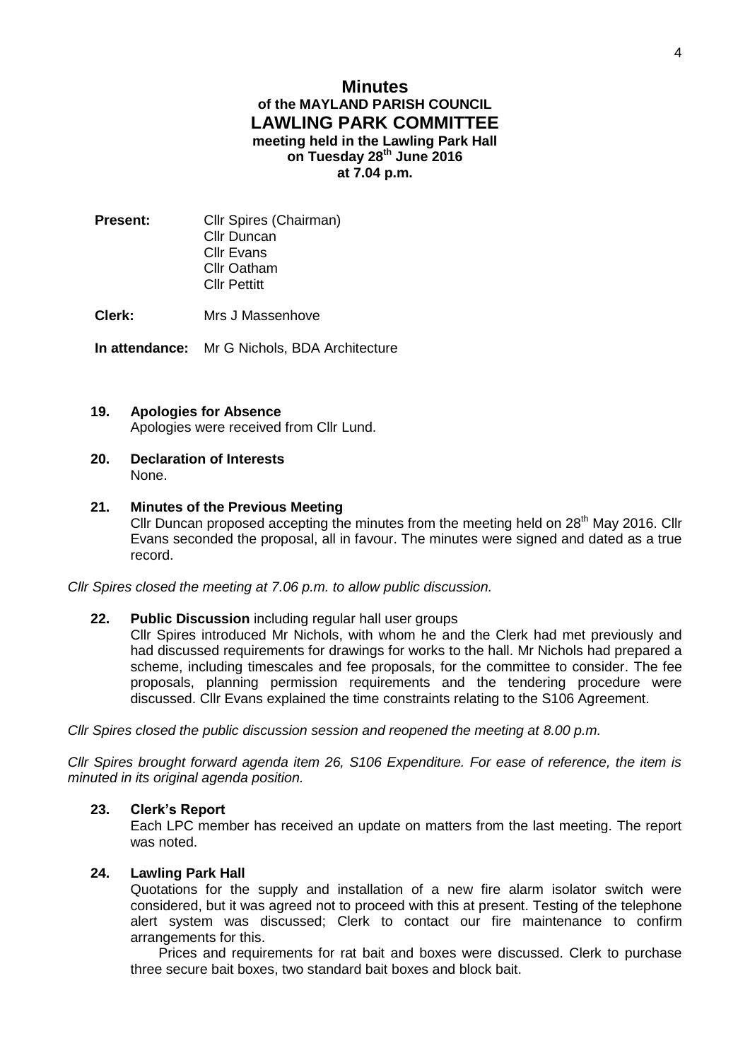# Minutes
## of the MAYLAND PARISH COUNCIL
## LAWLING PARK COMMITTEE
### meeting held in the Lawling Park Hall on Tuesday 28th June 2016 at 7.04 p.m.

**Present:** Cllr Spires (Chairman)
Cllr Duncan
Cllr Evans
Cllr Oatham
Cllr Pettitt

**Clerk:** Mrs J Massenhove

**In attendance:** Mr G Nichols, BDA Architecture

**19. Apologies for Absence**
Apologies were received from Cllr Lund.

**20. Declaration of Interests**
None.

**21. Minutes of the Previous Meeting**
Cllr Duncan proposed accepting the minutes from the meeting held on 28th May 2016. Cllr Evans seconded the proposal, all in favour. The minutes were signed and dated as a true record.

*Cllr Spires closed the meeting at 7.06 p.m. to allow public discussion.*

**22. Public Discussion** including regular hall user groups
Cllr Spires introduced Mr Nichols, with whom he and the Clerk had met previously and had discussed requirements for drawings for works to the hall. Mr Nichols had prepared a scheme, including timescales and fee proposals, for the committee to consider. The fee proposals, planning permission requirements and the tendering procedure were discussed. Cllr Evans explained the time constraints relating to the S106 Agreement.

*Cllr Spires closed the public discussion session and reopened the meeting at 8.00 p.m.*

*Cllr Spires brought forward agenda item 26, S106 Expenditure. For ease of reference, the item is minuted in its original agenda position.*

**23. Clerk's Report**
Each LPC member has received an update on matters from the last meeting. The report was noted.

**24. Lawling Park Hall**
Quotations for the supply and installation of a new fire alarm isolator switch were considered, but it was agreed not to proceed with this at present. Testing of the telephone alert system was discussed; Clerk to contact our fire maintenance to confirm arrangements for this.

Prices and requirements for rat bait and boxes were discussed. Clerk to purchase three secure bait boxes, two standard bait boxes and block bait.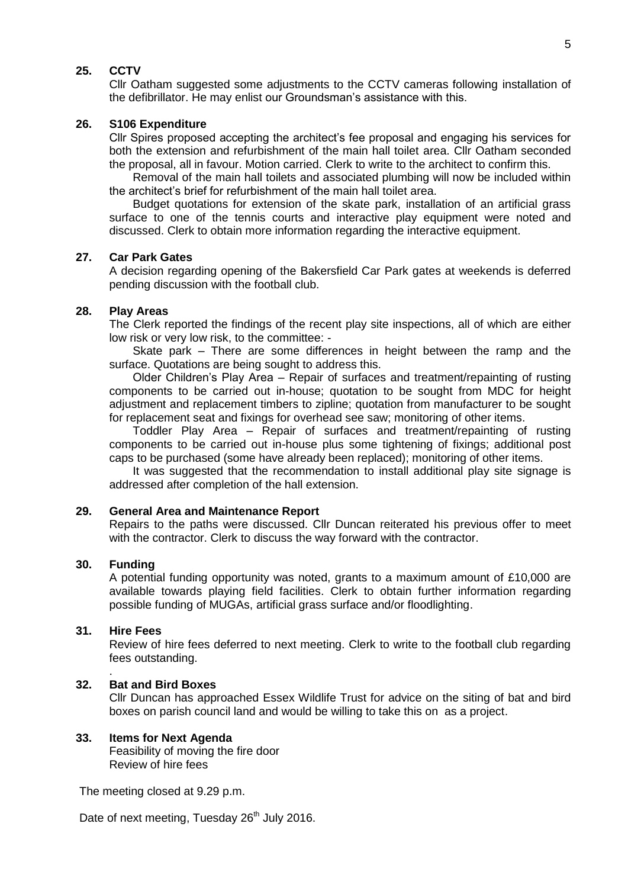## 25. CCTV

Cllr Oatham suggested some adjustments to the CCTV cameras following installation of the defibrillator. He may enlist our Groundsman's assistance with this.

## 26. S106 Expenditure

Cllr Spires proposed accepting the architect's fee proposal and engaging his services for both the extension and refurbishment of the main hall toilet area. Cllr Oatham seconded the proposal, all in favour. Motion carried. Clerk to write to the architect to confirm this.

Removal of the main hall toilets and associated plumbing will now be included within the architect's brief for refurbishment of the main hall toilet area.

Budget quotations for extension of the skate park, installation of an artificial grass surface to one of the tennis courts and interactive play equipment were noted and discussed. Clerk to obtain more information regarding the interactive equipment.

## 27. Car Park Gates

A decision regarding opening of the Bakersfield Car Park gates at weekends is deferred pending discussion with the football club.

## 28. Play Areas

The Clerk reported the findings of the recent play site inspections, all of which are either low risk or very low risk, to the committee: -

Skate park – There are some differences in height between the ramp and the surface. Quotations are being sought to address this.

Older Children's Play Area – Repair of surfaces and treatment/repainting of rusting components to be carried out in-house; quotation to be sought from MDC for height adjustment and replacement timbers to zipline; quotation from manufacturer to be sought for replacement seat and fixings for overhead see saw; monitoring of other items.

Toddler Play Area – Repair of surfaces and treatment/repainting of rusting components to be carried out in-house plus some tightening of fixings; additional post caps to be purchased (some have already been replaced); monitoring of other items.

It was suggested that the recommendation to install additional play site signage is addressed after completion of the hall extension.

## 29. General Area and Maintenance Report

Repairs to the paths were discussed. Cllr Duncan reiterated his previous offer to meet with the contractor. Clerk to discuss the way forward with the contractor.

## 30. Funding

A potential funding opportunity was noted, grants to a maximum amount of £10,000 are available towards playing field facilities. Clerk to obtain further information regarding possible funding of MUGAs, artificial grass surface and/or floodlighting.

## 31. Hire Fees

Review of hire fees deferred to next meeting. Clerk to write to the football club regarding fees outstanding.

## 32. Bat and Bird Boxes

Cllr Duncan has approached Essex Wildlife Trust for advice on the siting of bat and bird boxes on parish council land and would be willing to take this on as a project.

## 33. Items for Next Agenda

Feasibility of moving the fire door
Review of hire fees

The meeting closed at 9.29 p.m.

Date of next meeting, Tuesday 26th July 2016.